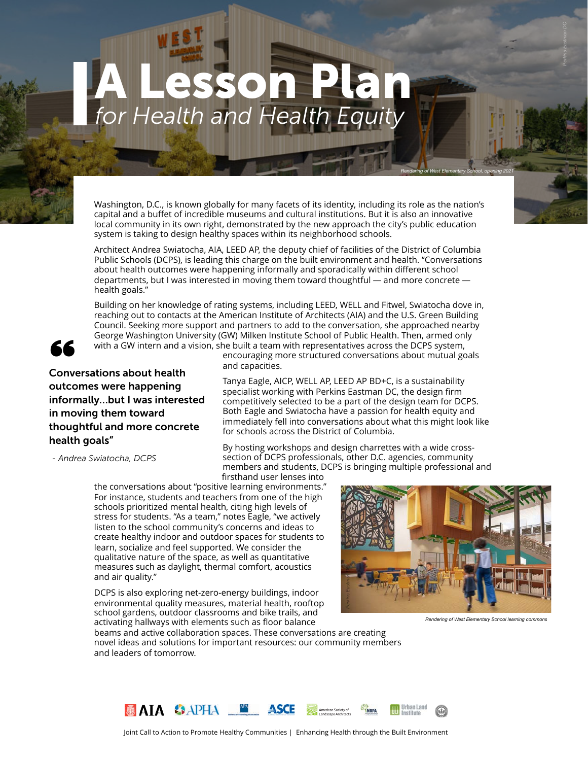# A Lesson Plan
*for Health and Health Equity*

*Rendering of West Elementary School, opening 2021*

Washington, D.C., is known globally for many facets of its identity, including its role as the nation's capital and a buffet of incredible museums and cultural institutions. But it is also an innovative local community in its own right, demonstrated by the new approach the city's public education system is taking to design healthy spaces within its neighborhood schools.

Architect Andrea Swiatocha, AIA, LEED AP, the deputy chief of facilities of the District of Columbia Public Schools (DCPS), is leading this charge on the built environment and health. "Conversations about health outcomes were happening informally and sporadically within different school departments, but I was interested in moving them toward thoughtful — and more concrete — health goals."

Building on her knowledge of rating systems, including LEED, WELL and Fitwel, Swiatocha dove in, reaching out to contacts at the American Institute of Architects (AIA) and the U.S. Green Building Council. Seeking more support and partners to add to the conversation, she approached nearby George Washington University (GW) Milken Institute School of Public Health. Then, armed only with a GW intern and a vision, she built a team with representatives across the DCPS system, encouraging more structured conversations about mutual goals and capacities.

> **Conversations about health outcomes were happening informally...but I was interested in moving them toward thoughtful and more concrete health goals"**
>
> *- Andrea Swiatocha, DCPS*

Tanya Eagle, AICP, WELL AP, LEED AP BD+C, is a sustainability specialist working with Perkins Eastman DC, the design firm competitively selected to be a part of the design team for DCPS. Both Eagle and Swiatocha have a passion for health equity and immediately fell into conversations about what this might look like for schools across the District of Columbia.

By hosting workshops and design charrettes with a wide cross-section of DCPS professionals, other D.C. agencies, community members and students, DCPS is bringing multiple professional and firsthand user lenses into the conversations about "positive learning environments." For instance, students and teachers from one of the high schools prioritized mental health, citing high levels of stress for students. "As a team," notes Eagle, "we actively listen to the school community's concerns and ideas to create healthy indoor and outdoor spaces for students to learn, socialize and feel supported. We consider the qualitative nature of the space, as well as quantitative measures such as daylight, thermal comfort, acoustics and air quality."

*Rendering of West Elementary School learning commons*

DCPS is also exploring net-zero-energy buildings, indoor environmental quality measures, material health, rooftop school gardens, outdoor classrooms and bike trails, and activating hallways with elements such as floor balance beams and active collaboration spaces. These conversations are creating novel ideas and solutions for important resources: our community members and leaders of tomorrow.

Joint Call to Action to Promote Healthy Communities | Enhancing Health through the Built Environment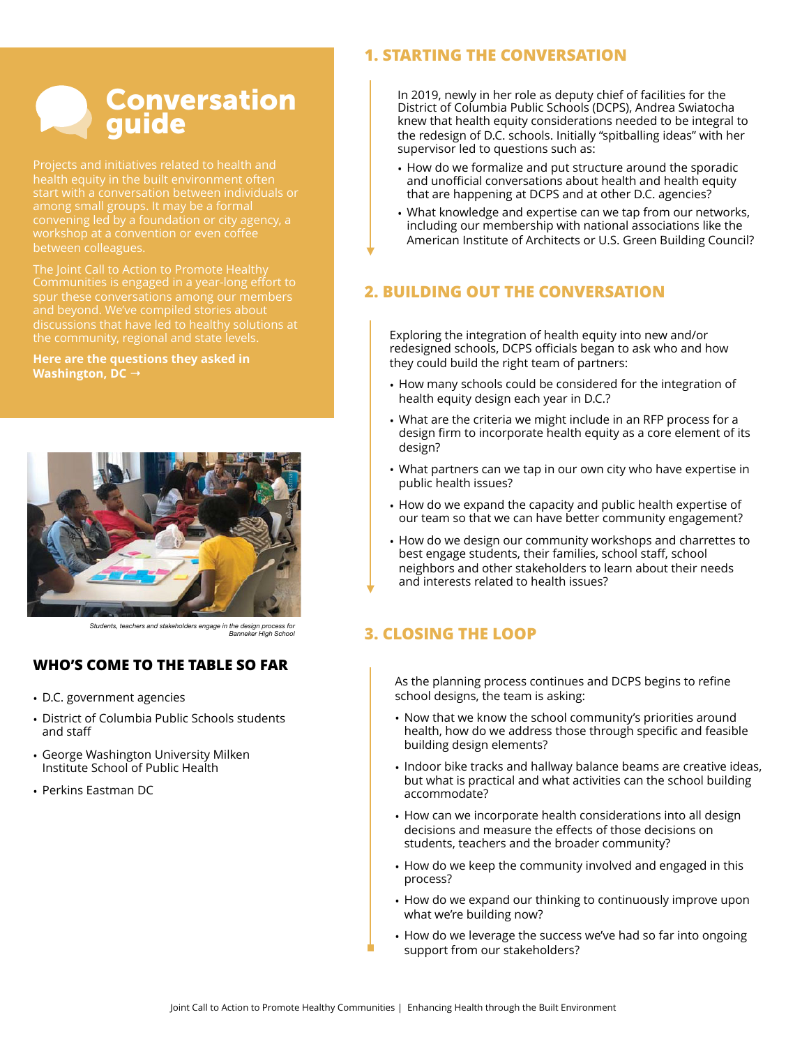# Conversation guide

Projects and initiatives related to health and health equity in the built environment often start with a conversation between individuals or among small groups. It may be a formal convening led by a foundation or city agency, a workshop at a convention or even coffee between colleagues.

The Joint Call to Action to Promote Healthy Communities is engaged in a year-long effort to spur these conversations among our members and beyond. We've compiled stories about discussions that have led to healthy solutions at the community, regional and state levels.

**Here are the questions they asked in Washington, DC →**

*Students, teachers and stakeholders engage in the design process for Banneker High School*

## WHO'S COME TO THE TABLE SO FAR

- D.C. government agencies
- District of Columbia Public Schools students and staff
- George Washington University Milken Institute School of Public Health
- Perkins Eastman DC

## 1. STARTING THE CONVERSATION

In 2019, newly in her role as deputy chief of facilities for the District of Columbia Public Schools (DCPS), Andrea Swiatocha knew that health equity considerations needed to be integral to the redesign of D.C. schools. Initially "spitballing ideas" with her supervisor led to questions such as:

- How do we formalize and put structure around the sporadic and unofficial conversations about health and health equity that are happening at DCPS and at other D.C. agencies?
- What knowledge and expertise can we tap from our networks, including our membership with national associations like the American Institute of Architects or U.S. Green Building Council?

## 2. BUILDING OUT THE CONVERSATION

Exploring the integration of health equity into new and/or redesigned schools, DCPS officials began to ask who and how they could build the right team of partners:

- How many schools could be considered for the integration of health equity design each year in D.C.?
- What are the criteria we might include in an RFP process for a design firm to incorporate health equity as a core element of its design?
- What partners can we tap in our own city who have expertise in public health issues?
- How do we expand the capacity and public health expertise of our team so that we can have better community engagement?
- How do we design our community workshops and charrettes to best engage students, their families, school staff, school neighbors and other stakeholders to learn about their needs and interests related to health issues?

## 3. CLOSING THE LOOP

As the planning process continues and DCPS begins to refine school designs, the team is asking:

- Now that we know the school community's priorities around health, how do we address those through specific and feasible building design elements?
- Indoor bike tracks and hallway balance beams are creative ideas, but what is practical and what activities can the school building accommodate?
- How can we incorporate health considerations into all design decisions and measure the effects of those decisions on students, teachers and the broader community?
- How do we keep the community involved and engaged in this process?
- How do we expand our thinking to continuously improve upon what we're building now?
- How do we leverage the success we've had so far into ongoing support from our stakeholders?